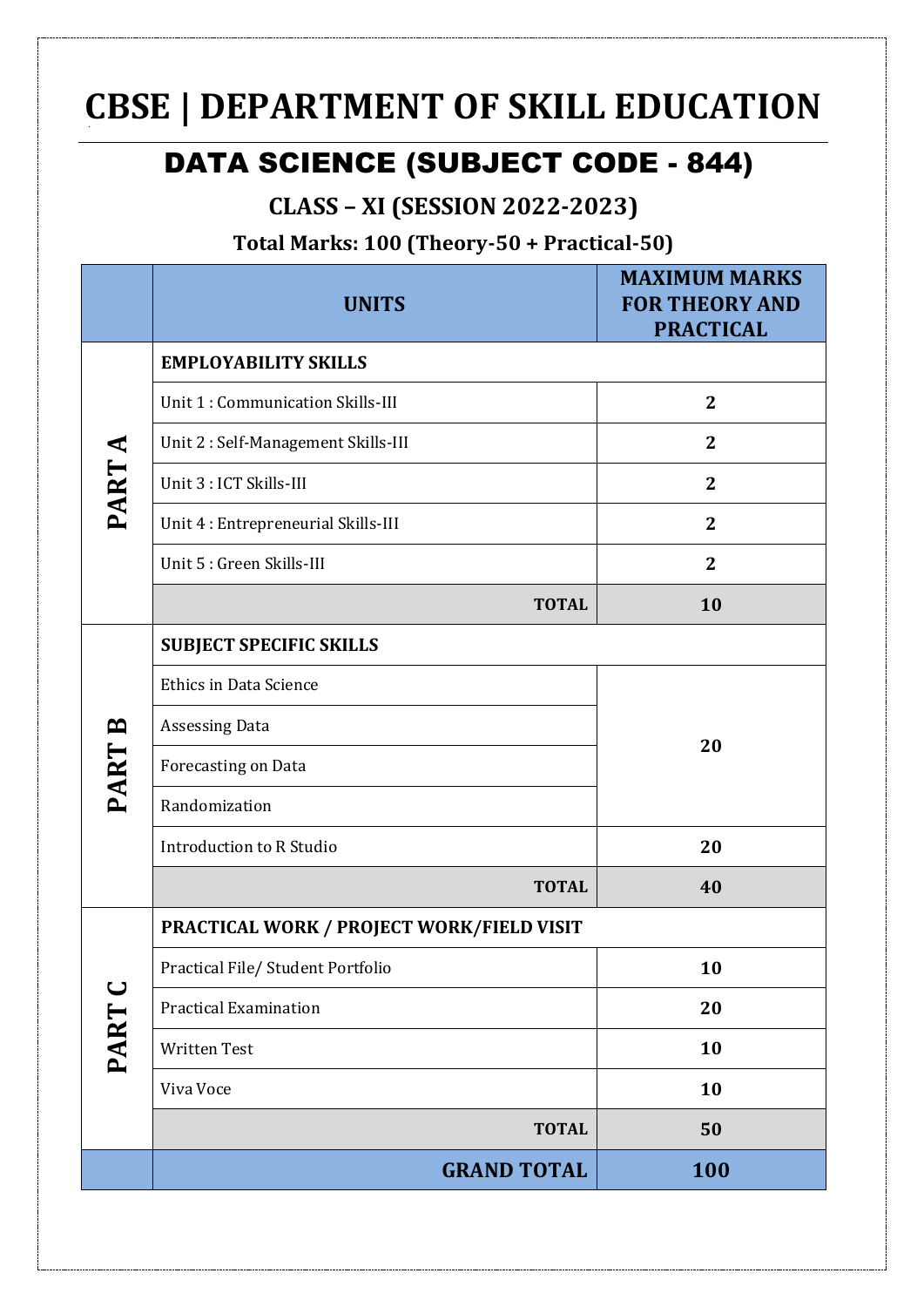# CBSE | DEPARTMENT OF SKILL EDUCATION

## DATA SCIENCE (SUBJECT CODE - 844)

### CLASS – XI (SESSION 2022-2023)

**Total Marks: 100 (Theory-50 + Practical-50)**

| | UNITS | MAXIMUM MARKS FOR THEORY AND PRACTICAL |
|---|---|---|
| PART A | **EMPLOYABILITY SKILLS** | |
| | Unit 1 : Communication Skills-III | 2 |
| | Unit 2 : Self-Management Skills-III | 2 |
| | Unit 3 : ICT Skills-III | 2 |
| | Unit 4 : Entrepreneurial Skills-III | 2 |
| | Unit 5 : Green Skills-III | 2 |
| | **TOTAL** | **10** |
| PART B | **SUBJECT SPECIFIC SKILLS** | |
| | Ethics in Data Science | 20 |
| | Assessing Data | |
| | Forecasting on Data | |
| | Randomization | |
| | Introduction to R Studio | 20 |
| | **TOTAL** | **40** |
| PART C | **PRACTICAL WORK / PROJECT WORK/FIELD VISIT** | |
| | Practical File/ Student Portfolio | 10 |
| | Practical Examination | 20 |
| | Written Test | 10 |
| | Viva Voce | 10 |
| | **TOTAL** | **50** |
| | **GRAND TOTAL** | **100** |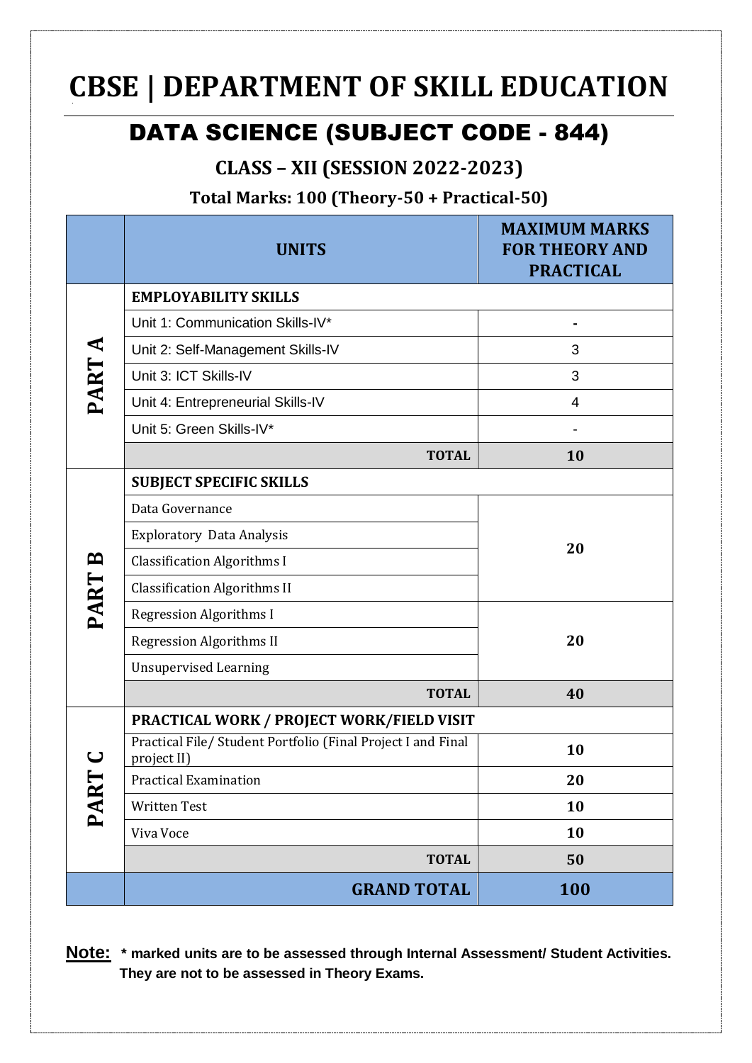# CBSE | DEPARTMENT OF SKILL EDUCATION

## DATA SCIENCE (SUBJECT CODE - 844)

### CLASS – XII (SESSION 2022-2023)

**Total Marks: 100 (Theory-50 + Practical-50)**

| | UNITS | MAXIMUM MARKS FOR THEORY AND PRACTICAL |
|---|---|---|
| PART A | **EMPLOYABILITY SKILLS** | |
| | Unit 1: Communication Skills-IV* | - |
| | Unit 2: Self-Management Skills-IV | 3 |
| | Unit 3: ICT Skills-IV | 3 |
| | Unit 4: Entrepreneurial Skills-IV | 4 |
| | Unit 5: Green Skills-IV* | - |
| | **TOTAL** | **10** |
| PART B | **SUBJECT SPECIFIC SKILLS** | |
| | Data Governance | **20** |
| | Exploratory Data Analysis | |
| | Classification Algorithms I | |
| | Classification Algorithms II | |
| | Regression Algorithms I | **20** |
| | Regression Algorithms II | |
| | Unsupervised Learning | |
| | **TOTAL** | **40** |
| PART C | **PRACTICAL WORK / PROJECT WORK/FIELD VISIT** | |
| | Practical File/ Student Portfolio (Final Project I and Final project II) | **10** |
| | Practical Examination | **20** |
| | Written Test | **10** |
| | Viva Voce | **10** |
| | **TOTAL** | **50** |
| | **GRAND TOTAL** | **100** |

**Note:** *** marked units are to be assessed through Internal Assessment/ Student Activities. They are not to be assessed in Theory Exams.**